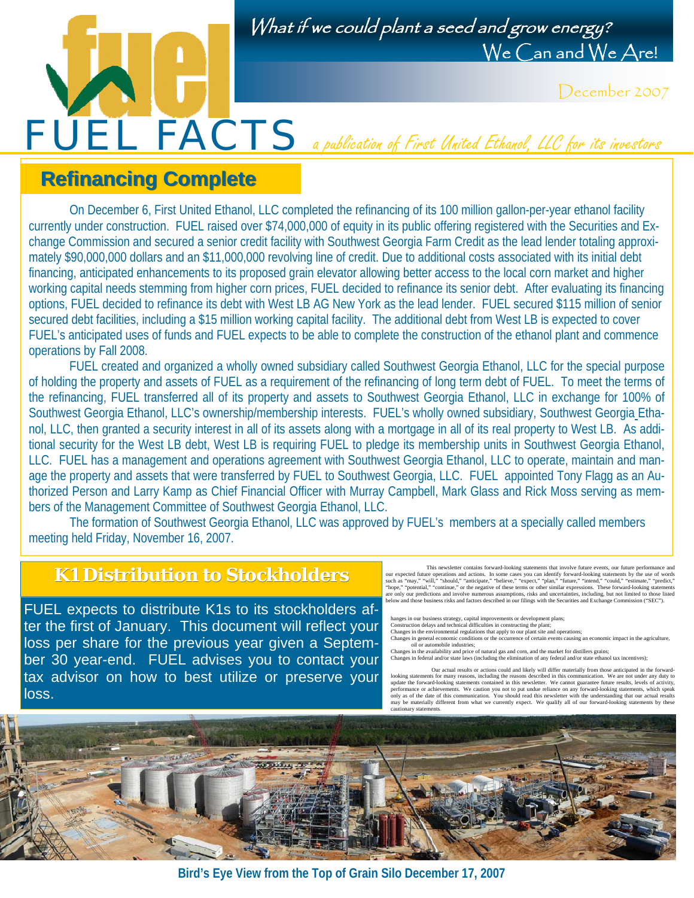*What if we could plant a seed and grow energy?*
We Can and We Are!

December 2007

# FUEL FACTS

*a publication of First United Ethanol, LLC for its investors*

## Refinancing Complete

On December 6, First United Ethanol, LLC completed the refinancing of its 100 million gallon-per-year ethanol facility currently under construction. FUEL raised over $74,000,000 of equity in its public offering registered with the Securities and Exchange Commission and secured a senior credit facility with Southwest Georgia Farm Credit as the lead lender totaling approximately $90,000,000 dollars and an $11,000,000 revolving line of credit. Due to additional costs associated with its initial debt financing, anticipated enhancements to its proposed grain elevator allowing better access to the local corn market and higher working capital needs stemming from higher corn prices, FUEL decided to refinance its senior debt. After evaluating its financing options, FUEL decided to refinance its debt with West LB AG New York as the lead lender. FUEL secured $115 million of senior secured debt facilities, including a $15 million working capital facility. The additional debt from West LB is expected to cover FUEL's anticipated uses of funds and FUEL expects to be able to complete the construction of the ethanol plant and commence operations by Fall 2008.

FUEL created and organized a wholly owned subsidiary called Southwest Georgia Ethanol, LLC for the special purpose of holding the property and assets of FUEL as a requirement of the refinancing of long term debt of FUEL. To meet the terms of the refinancing, FUEL transferred all of its property and assets to Southwest Georgia Ethanol, LLC in exchange for 100% of Southwest Georgia Ethanol, LLC's ownership/membership interests. FUEL's wholly owned subsidiary, Southwest Georgia Ethanol, LLC, then granted a security interest in all of its assets along with a mortgage in all of its real property to West LB. As additional security for the West LB debt, West LB is requiring FUEL to pledge its membership units in Southwest Georgia Ethanol, LLC. FUEL has a management and operations agreement with Southwest Georgia Ethanol, LLC to operate, maintain and manage the property and assets that were transferred by FUEL to Southwest Georgia, LLC. FUEL appointed Tony Flagg as an Authorized Person and Larry Kamp as Chief Financial Officer with Murray Campbell, Mark Glass and Rick Moss serving as members of the Management Committee of Southwest Georgia Ethanol, LLC.

The formation of Southwest Georgia Ethanol, LLC was approved by FUEL's members at a specially called members meeting held Friday, November 16, 2007.

## K1 Distribution to Stockholders

FUEL expects to distribute K1s to its stockholders after the first of January. This document will reflect your loss per share for the previous year given a September 30 year-end. FUEL advises you to contact your tax advisor on how to best utilize or preserve your loss.

This newsletter contains forward-looking statements that involve future events, our future performance and our expected future operations and actions. In some cases you can identify forward-looking statements by the use of words such as "may," "will," "should," "anticipate," "believe," "expect," "plan," "future," "intend," "could," "estimate," "predict," "hope," "potential," "continue," or the negative of these terms or other similar expressions. These forward-looking statements are only our predictions and involve numerous assumptions, risks and uncertainties, including, but not limited to those listed below and those business risks and factors described in our filings with the Securities and Exchange Commission ("SEC").

- hanges in our business strategy, capital improvements or development plans;
- Construction delays and technical difficulties in constructing the plant;
- Changes in the environmental regulations that apply to our plant site and operations;
- Changes in general economic conditions or the occurrence of certain events causing an economic impact in the agriculture, oil or automobile industries;
- Changes in the availability and price of natural gas and corn, and the market for distillers grains;
- Changes in federal and/or state laws (including the elimination of any federal and/or state ethanol tax incentives);

Our actual results or actions could and likely will differ materially from those anticipated in the forward-looking statements for many reasons, including the reasons described in this communication. We are not under any duty to update the forward-looking statements contained in this newsletter. We cannot guarantee future results, levels of activity, performance or achievements. We caution you not to put undue reliance on any forward-looking statements, which speak only as of the date of this communication. You should read this newsletter with the understanding that our actual results may be materially different from what we currently expect. We qualify all of our forward-looking statements by these cautionary statements.

**Bird's Eye View from the Top of Grain Silo December 17, 2007**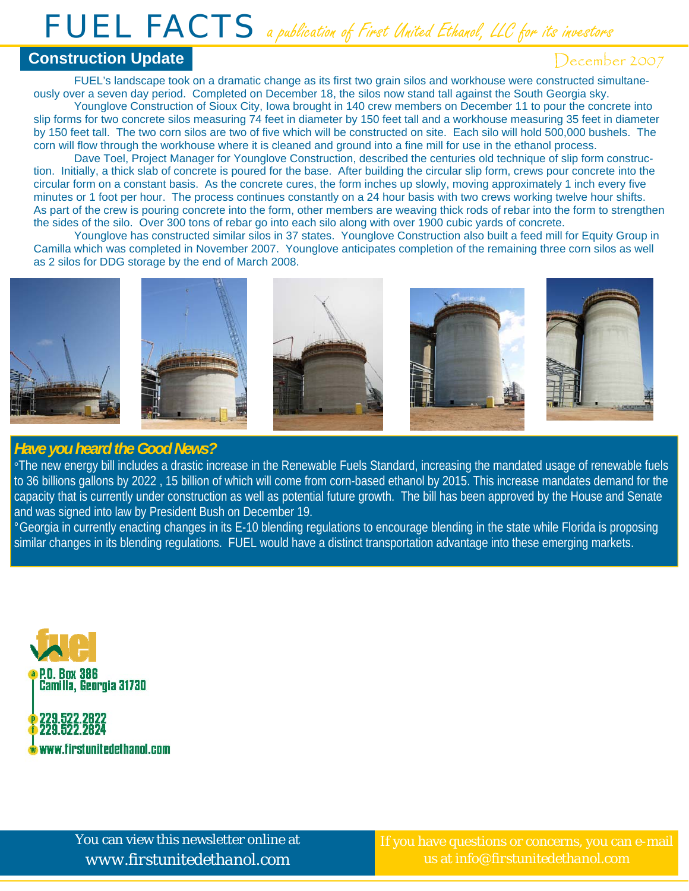# FUEL FACTS *a publication of First United Ethanol, LLC for its investors*

## Construction Update

December 2007

FUEL's landscape took on a dramatic change as its first two grain silos and workhouse were constructed simultaneously over a seven day period. Completed on December 18, the silos now stand tall against the South Georgia sky.

Younglove Construction of Sioux City, Iowa brought in 140 crew members on December 11 to pour the concrete into slip forms for two concrete silos measuring 74 feet in diameter by 150 feet tall and a workhouse measuring 35 feet in diameter by 150 feet tall. The two corn silos are two of five which will be constructed on site. Each silo will hold 500,000 bushels. The corn will flow through the workhouse where it is cleaned and ground into a fine mill for use in the ethanol process.

Dave Toel, Project Manager for Younglove Construction, described the centuries old technique of slip form construction. Initially, a thick slab of concrete is poured for the base. After building the circular slip form, crews pour concrete into the circular form on a constant basis. As the concrete cures, the form inches up slowly, moving approximately 1 inch every five minutes or 1 foot per hour. The process continues constantly on a 24 hour basis with two crews working twelve hour shifts. As part of the crew is pouring concrete into the form, other members are weaving thick rods of rebar into the form to strengthen the sides of the silo. Over 300 tons of rebar go into each silo along with over 1900 cubic yards of concrete.

Younglove has constructed similar silos in 37 states. Younglove Construction also built a feed mill for Equity Group in Camilla which was completed in November 2007. Younglove anticipates completion of the remaining three corn silos as well as 2 silos for DDG storage by the end of March 2008.

### *Have you heard the Good News?*

°The new energy bill includes a drastic increase in the Renewable Fuels Standard, increasing the mandated usage of renewable fuels to 36 billions gallons by 2022 , 15 billion of which will come from corn-based ethanol by 2015. This increase mandates demand for the capacity that is currently under construction as well as potential future growth. The bill has been approved by the House and Senate and was signed into law by President Bush on December 19.

°Georgia in currently enacting changes in its E-10 blending regulations to encourage blending in the state while Florida is proposing similar changes in its blending regulations. FUEL would have a distinct transportation advantage into these emerging markets.

fuel

P.O. Box 386
Camilla, Georgia 31730

p 229.522.2822
f 229.522.2824

w www.firstunitedethanol.com

You can view this newsletter online at www.firstunitedethanol.com

If you have questions or concerns, you can e-mail us at info@firstunitedethanol.com